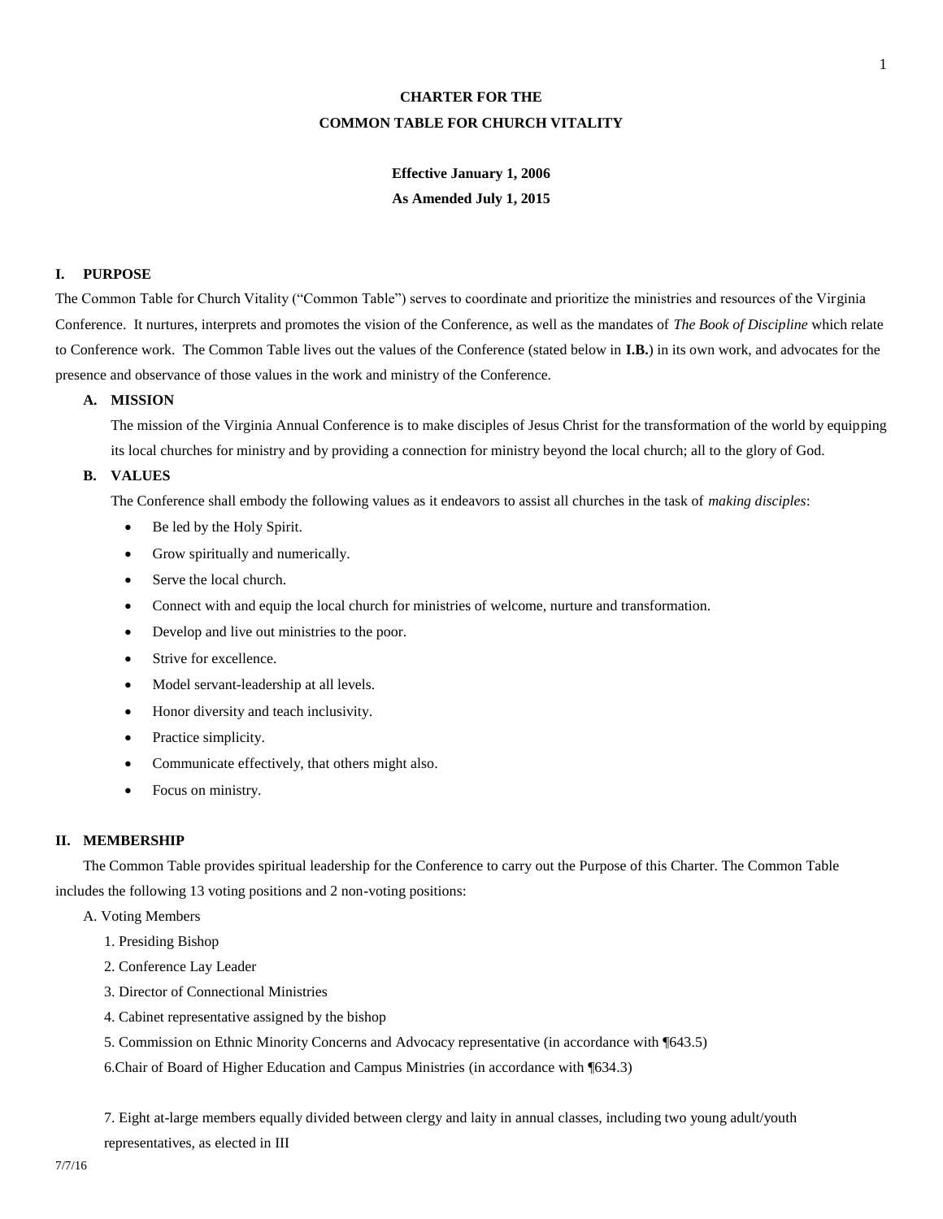# CHARTER FOR THE
# COMMON TABLE FOR CHURCH VITALITY

**Effective January 1, 2006**

**As Amended July 1, 2015**

## I. PURPOSE

The Common Table for Church Vitality ("Common Table") serves to coordinate and prioritize the ministries and resources of the Virginia Conference. It nurtures, interprets and promotes the vision of the Conference, as well as the mandates of *The Book of Discipline* which relate to Conference work. The Common Table lives out the values of the Conference (stated below in **I.B.**) in its own work, and advocates for the presence and observance of those values in the work and ministry of the Conference.

### A. MISSION

The mission of the Virginia Annual Conference is to make disciples of Jesus Christ for the transformation of the world by equipping its local churches for ministry and by providing a connection for ministry beyond the local church; all to the glory of God.

### B. VALUES

The Conference shall embody the following values as it endeavors to assist all churches in the task of *making disciples*:

- Be led by the Holy Spirit.
- Grow spiritually and numerically.
- Serve the local church.
- Connect with and equip the local church for ministries of welcome, nurture and transformation.
- Develop and live out ministries to the poor.
- Strive for excellence.
- Model servant-leadership at all levels.
- Honor diversity and teach inclusivity.
- Practice simplicity.
- Communicate effectively, that others might also.
- Focus on ministry.

## II. MEMBERSHIP

The Common Table provides spiritual leadership for the Conference to carry out the Purpose of this Charter. The Common Table includes the following 13 voting positions and 2 non-voting positions:

A. Voting Members

1. Presiding Bishop
2. Conference Lay Leader
3. Director of Connectional Ministries
4. Cabinet representative assigned by the bishop
5. Commission on Ethnic Minority Concerns and Advocacy representative (in accordance with ¶643.5)
6. Chair of Board of Higher Education and Campus Ministries (in accordance with ¶634.3)

7. Eight at-large members equally divided between clergy and laity in annual classes, including two young adult/youth representatives, as elected in III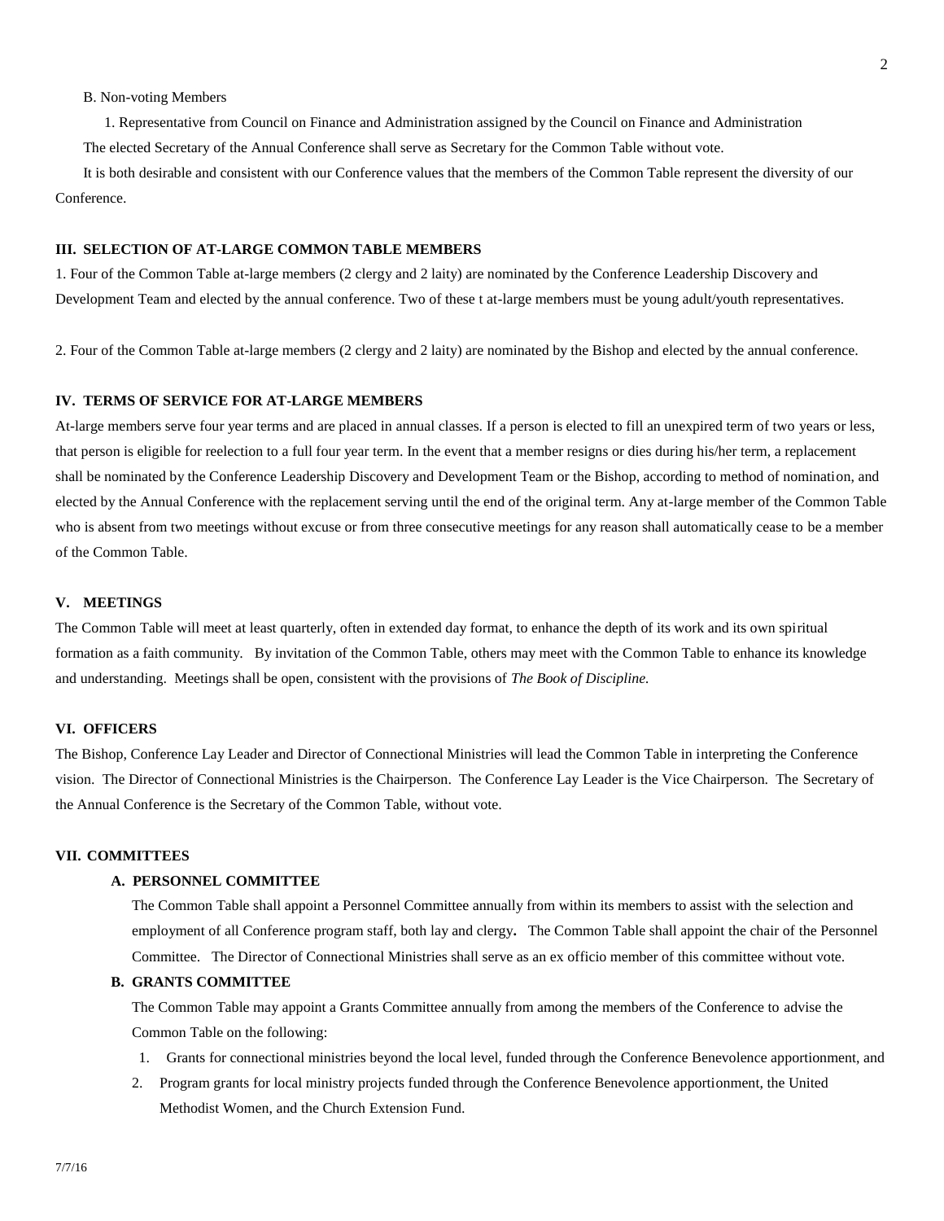B. Non-voting Members

1. Representative from Council on Finance and Administration assigned by the Council on Finance and Administration

The elected Secretary of the Annual Conference shall serve as Secretary for the Common Table without vote.

It is both desirable and consistent with our Conference values that the members of the Common Table represent the diversity of our Conference.

### III. SELECTION OF AT-LARGE COMMON TABLE MEMBERS

1. Four of the Common Table at-large members (2 clergy and 2 laity) are nominated by the Conference Leadership Discovery and Development Team and elected by the annual conference. Two of these t at-large members must be young adult/youth representatives.

2. Four of the Common Table at-large members (2 clergy and 2 laity) are nominated by the Bishop and elected by the annual conference.

### IV. TERMS OF SERVICE FOR AT-LARGE MEMBERS

At-large members serve four year terms and are placed in annual classes. If a person is elected to fill an unexpired term of two years or less, that person is eligible for reelection to a full four year term. In the event that a member resigns or dies during his/her term, a replacement shall be nominated by the Conference Leadership Discovery and Development Team or the Bishop, according to method of nomination, and elected by the Annual Conference with the replacement serving until the end of the original term. Any at-large member of the Common Table who is absent from two meetings without excuse or from three consecutive meetings for any reason shall automatically cease to be a member of the Common Table.

### V. MEETINGS

The Common Table will meet at least quarterly, often in extended day format, to enhance the depth of its work and its own spiritual formation as a faith community. By invitation of the Common Table, others may meet with the Common Table to enhance its knowledge and understanding. Meetings shall be open, consistent with the provisions of *The Book of Discipline.*

### VI. OFFICERS

The Bishop, Conference Lay Leader and Director of Connectional Ministries will lead the Common Table in interpreting the Conference vision. The Director of Connectional Ministries is the Chairperson. The Conference Lay Leader is the Vice Chairperson. The Secretary of the Annual Conference is the Secretary of the Common Table, without vote.

### VII. COMMITTEES

#### A. PERSONNEL COMMITTEE

The Common Table shall appoint a Personnel Committee annually from within its members to assist with the selection and employment of all Conference program staff, both lay and clergy**.** The Common Table shall appoint the chair of the Personnel Committee. The Director of Connectional Ministries shall serve as an ex officio member of this committee without vote.

#### B. GRANTS COMMITTEE

The Common Table may appoint a Grants Committee annually from among the members of the Conference to advise the Common Table on the following:

1. Grants for connectional ministries beyond the local level, funded through the Conference Benevolence apportionment, and
2. Program grants for local ministry projects funded through the Conference Benevolence apportionment, the United Methodist Women, and the Church Extension Fund.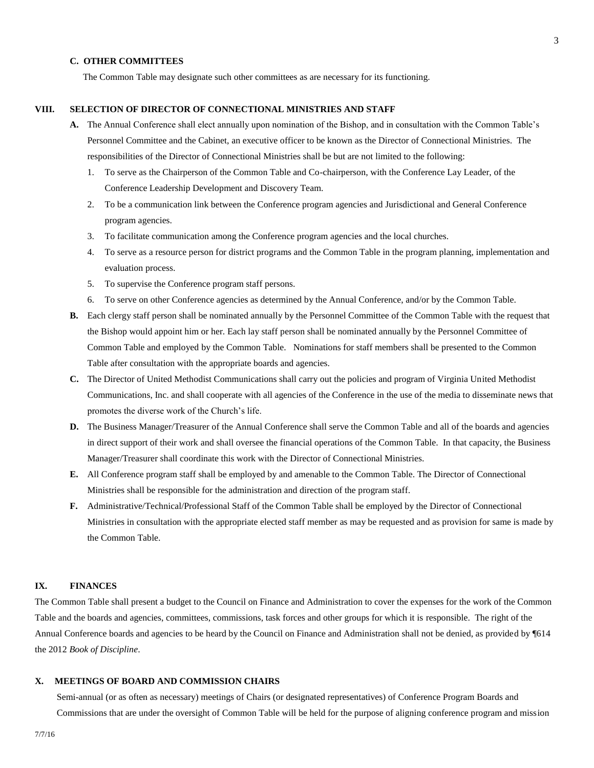### C. OTHER COMMITTEES

The Common Table may designate such other committees as are necessary for its functioning.

## VIII. SELECTION OF DIRECTOR OF CONNECTIONAL MINISTRIES AND STAFF

**A.** The Annual Conference shall elect annually upon nomination of the Bishop, and in consultation with the Common Table's Personnel Committee and the Cabinet, an executive officer to be known as the Director of Connectional Ministries. The responsibilities of the Director of Connectional Ministries shall be but are not limited to the following:

1. To serve as the Chairperson of the Common Table and Co-chairperson, with the Conference Lay Leader, of the Conference Leadership Development and Discovery Team.
2. To be a communication link between the Conference program agencies and Jurisdictional and General Conference program agencies.
3. To facilitate communication among the Conference program agencies and the local churches.
4. To serve as a resource person for district programs and the Common Table in the program planning, implementation and evaluation process.
5. To supervise the Conference program staff persons.
6. To serve on other Conference agencies as determined by the Annual Conference, and/or by the Common Table.

**B.** Each clergy staff person shall be nominated annually by the Personnel Committee of the Common Table with the request that the Bishop would appoint him or her. Each lay staff person shall be nominated annually by the Personnel Committee of Common Table and employed by the Common Table. Nominations for staff members shall be presented to the Common Table after consultation with the appropriate boards and agencies.

**C.** The Director of United Methodist Communications shall carry out the policies and program of Virginia United Methodist Communications, Inc. and shall cooperate with all agencies of the Conference in the use of the media to disseminate news that promotes the diverse work of the Church's life.

**D.** The Business Manager/Treasurer of the Annual Conference shall serve the Common Table and all of the boards and agencies in direct support of their work and shall oversee the financial operations of the Common Table. In that capacity, the Business Manager/Treasurer shall coordinate this work with the Director of Connectional Ministries.

**E.** All Conference program staff shall be employed by and amenable to the Common Table. The Director of Connectional Ministries shall be responsible for the administration and direction of the program staff.

**F.** Administrative/Technical/Professional Staff of the Common Table shall be employed by the Director of Connectional Ministries in consultation with the appropriate elected staff member as may be requested and as provision for same is made by the Common Table.

## IX. FINANCES

The Common Table shall present a budget to the Council on Finance and Administration to cover the expenses for the work of the Common Table and the boards and agencies, committees, commissions, task forces and other groups for which it is responsible. The right of the Annual Conference boards and agencies to be heard by the Council on Finance and Administration shall not be denied, as provided by ¶614 the 2012 *Book of Discipline*.

## X. MEETINGS OF BOARD AND COMMISSION CHAIRS

Semi-annual (or as often as necessary) meetings of Chairs (or designated representatives) of Conference Program Boards and Commissions that are under the oversight of Common Table will be held for the purpose of aligning conference program and mission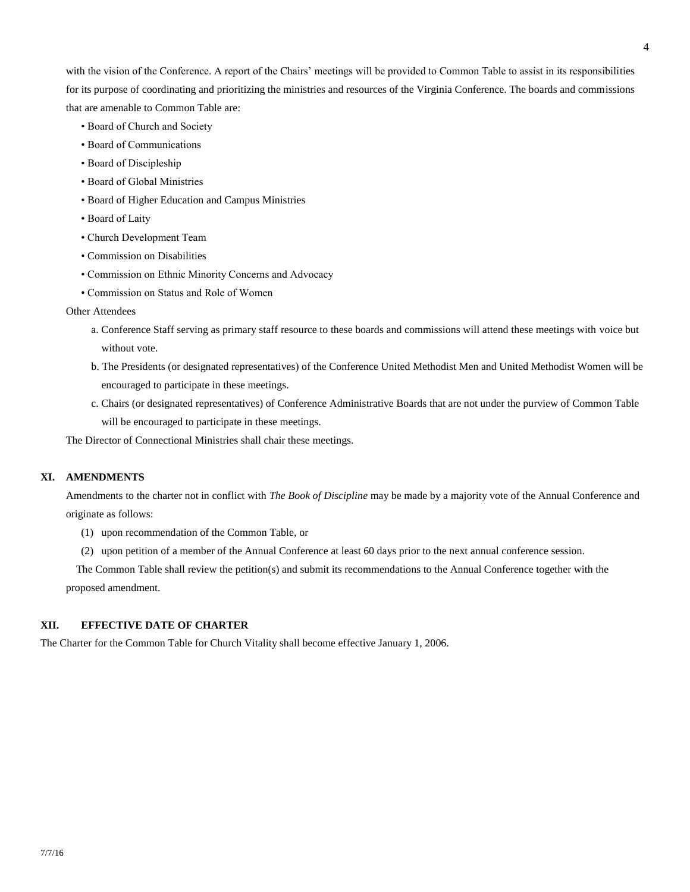with the vision of the Conference. A report of the Chairs' meetings will be provided to Common Table to assist in its responsibilities for its purpose of coordinating and prioritizing the ministries and resources of the Virginia Conference. The boards and commissions that are amenable to Common Table are:

- Board of Church and Society
- Board of Communications
- Board of Discipleship
- Board of Global Ministries
- Board of Higher Education and Campus Ministries
- Board of Laity
- Church Development Team
- Commission on Disabilities
- Commission on Ethnic Minority Concerns and Advocacy
- Commission on Status and Role of Women

Other Attendees

a. Conference Staff serving as primary staff resource to these boards and commissions will attend these meetings with voice but without vote.

b. The Presidents (or designated representatives) of the Conference United Methodist Men and United Methodist Women will be encouraged to participate in these meetings.

c. Chairs (or designated representatives) of Conference Administrative Boards that are not under the purview of Common Table will be encouraged to participate in these meetings.

The Director of Connectional Ministries shall chair these meetings.

## XI. AMENDMENTS

Amendments to the charter not in conflict with *The Book of Discipline* may be made by a majority vote of the Annual Conference and originate as follows:

(1) upon recommendation of the Common Table, or

(2) upon petition of a member of the Annual Conference at least 60 days prior to the next annual conference session.

The Common Table shall review the petition(s) and submit its recommendations to the Annual Conference together with the proposed amendment.

## XII. EFFECTIVE DATE OF CHARTER

The Charter for the Common Table for Church Vitality shall become effective January 1, 2006.